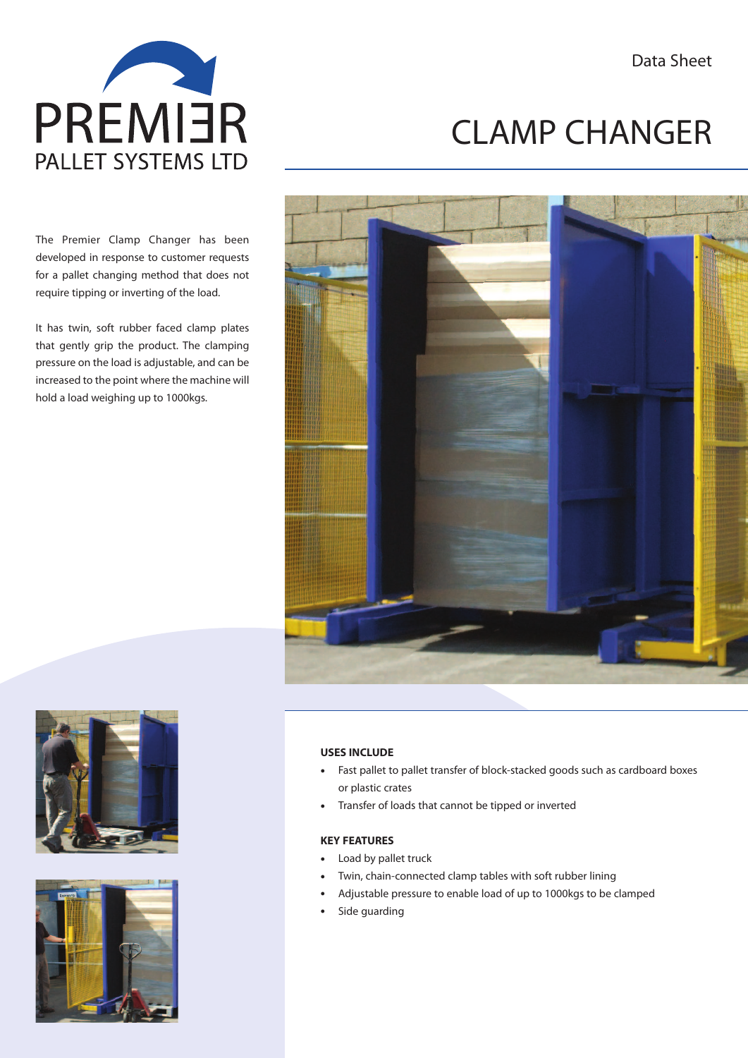# CLAMP CHANGER

Data Sheet

PREMIER PALLET SYSTEMS LTD

The Premier Clamp Changer has been developed in response to customer requests for a pallet changing method that does not require tipping or inverting of the load.

It has twin, soft rubber faced clamp plates that gently grip the product. The clamping pressure on the load is adjustable, and can be increased to the point where the machine will hold a load weighing up to 1000kgs.

**USES INCLUDE**

- Fast pallet to pallet transfer of block-stacked goods such as cardboard boxes or plastic crates
- Transfer of loads that cannot be tipped or inverted

**KEY FEATURES**

- Load by pallet truck
- Twin, chain-connected clamp tables with soft rubber lining
- Adjustable pressure to enable load of up to 1000kgs to be clamped
- Side guarding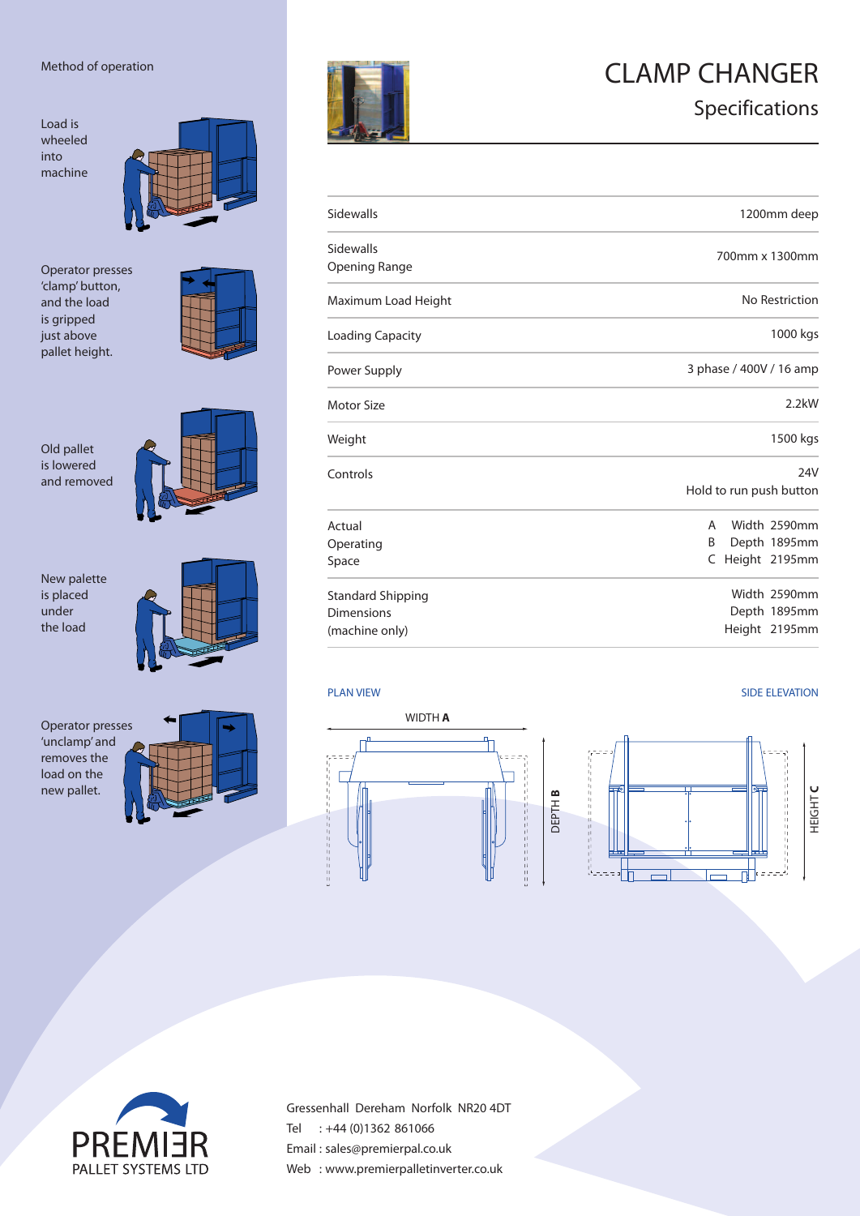# CLAMP CHANGER

## Specifications

Method of operation

Load is wheeled into machine

Operator presses 'clamp' button, and the load is gripped just above pallet height.

Old pallet is lowered and removed

New palette is placed under the load

Operator presses 'unclamp' and removes the load on the new pallet.

| | |
|---|---|
| Sidewalls | 1200mm deep |
| Sidewalls Opening Range | 700mm x 1300mm |
| Maximum Load Height | No Restriction |
| Loading Capacity | 1000 kgs |
| Power Supply | 3 phase / 400V / 16 amp |
| Motor Size | 2.2kW |
| Weight | 1500 kgs |
| Controls | 24V<br>Hold to run push button |
| Actual Operating Space | A Width 2590mm<br>B Depth 1895mm<br>C Height 2195mm |
| Standard Shipping Dimensions (machine only) | Width 2590mm<br>Depth 1895mm<br>Height 2195mm |

PLAN VIEW

WIDTH **A**

DEPTH **B**

SIDE ELEVATION

HEIGHT **C**

PREMIER PALLET SYSTEMS LTD

Gressenhall Dereham Norfolk NR20 4DT
Tel : +44 (0)1362 861066
Email : sales@premierpal.co.uk
Web : www.premierpalletinverter.co.uk